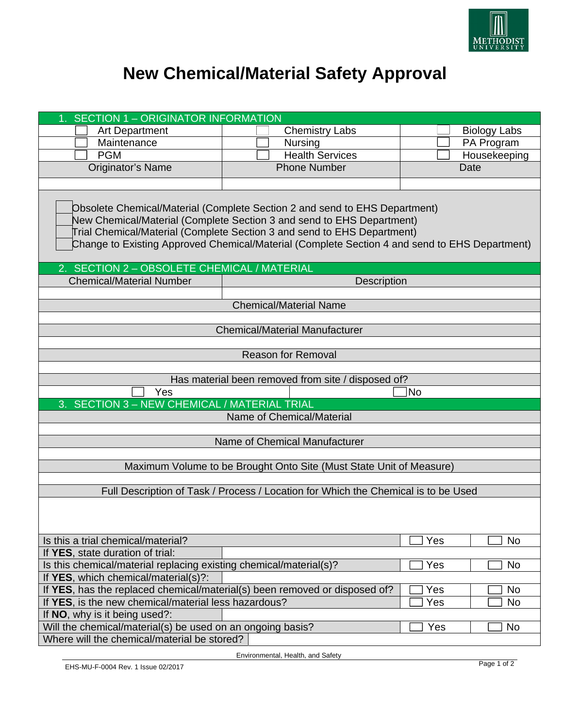# New Chemical/Material Safety Approval

| 1. SECTION 1 – ORIGINATOR INFORMATION | | |
|---|---|---|
| ☐ Art Department | ☐ Chemistry Labs | ☐ Biology Labs |
| ☐ Maintenance | ☐ Nursing | ☐ PA Program |
| ☐ PGM | ☐ Health Services | ☐ Housekeeping |
| Originator's Name | Phone Number | Date |
| | | |

☐ Obsolete Chemical/Material (Complete Section 2 and send to EHS Department)
☐ New Chemical/Material (Complete Section 3 and send to EHS Department)
☐ Trial Chemical/Material (Complete Section 3 and send to EHS Department)
☐ Change to Existing Approved Chemical/Material (Complete Section 4 and send to EHS Department)

| 2. SECTION 2 – OBSOLETE CHEMICAL / MATERIAL | |
|---|---|
| Chemical/Material Number | Description |
| | |
| Chemical/Material Name | |
| | |
| Chemical/Material Manufacturer | |
| | |
| Reason for Removal | |
| | |
| Has material been removed from site / disposed of? | |
| ☐ Yes | ☐ No |

| 3. SECTION 3 – NEW CHEMICAL / MATERIAL TRIAL | | |
|---|---|---|
| Name of Chemical/Material | | |
| | | |
| Name of Chemical Manufacturer | | |
| | | |
| Maximum Volume to be Brought Onto Site (Must State Unit of Measure) | | |
| | | |
| Full Description of Task / Process / Location for Which the Chemical is to be Used | | |
| | | |
| Is this a trial chemical/material? | ☐ Yes | ☐ No |
| If **YES**, state duration of trial: | | |
| Is this chemical/material replacing existing chemical/material(s)? | ☐ Yes | ☐ No |
| If **YES**, which chemical/material(s)?: | | |
| If **YES**, has the replaced chemical/material(s) been removed or disposed of? | ☐ Yes | ☐ No |
| If **YES**, is the new chemical/material less hazardous? | ☐ Yes | ☐ No |
| If **NO**, why is it being used?: | | |
| Will the chemical/material(s) be used on an ongoing basis? | ☐ Yes | ☐ No |
| Where will the chemical/material be stored? | | |

Environmental, Health, and Safety

EHS-MU-F-0004 Rev. 1 Issue 02/2017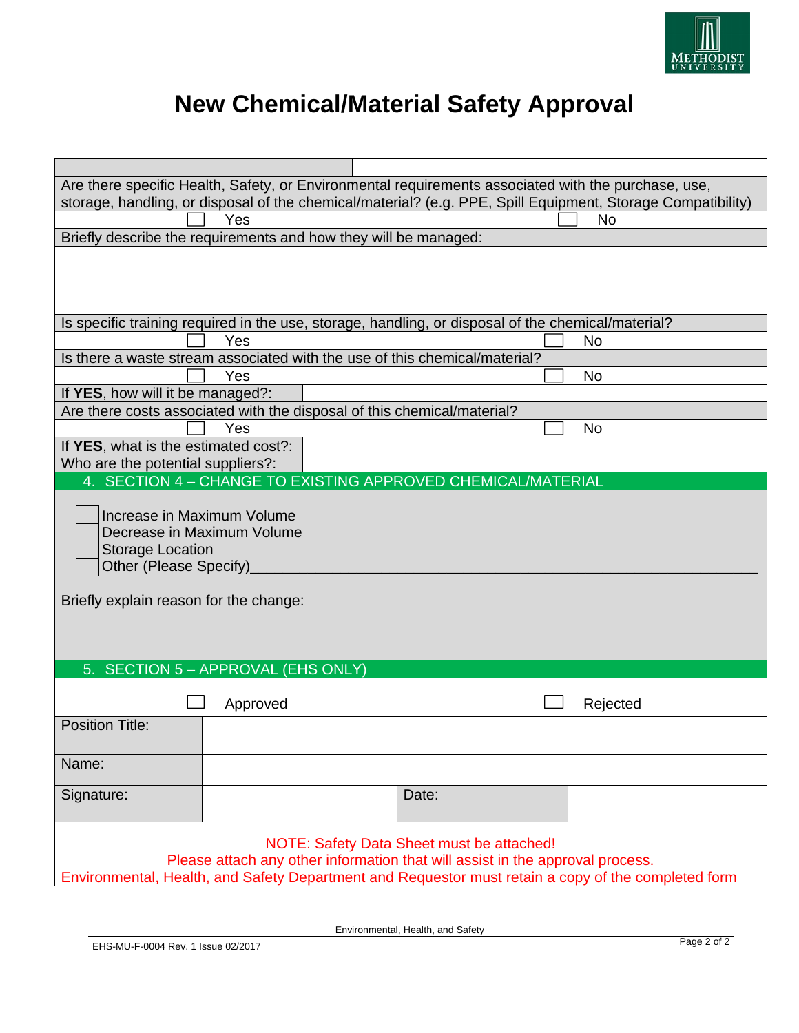# New Chemical/Material Safety Approval

| | |
|---|---|
| | |

Are there specific Health, Safety, or Environmental requirements associated with the purchase, use, storage, handling, or disposal of the chemical/material? (e.g. PPE, Spill Equipment, Storage Compatibility)

| | |
|---|---|
| ☐ Yes | ☐ No |

Briefly describe the requirements and how they will be managed:

Is specific training required in the use, storage, handling, or disposal of the chemical/material?

| | |
|---|---|
| ☐ Yes | ☐ No |

Is there a waste stream associated with the use of this chemical/material?

| | |
|---|---|
| ☐ Yes | ☐ No |
| If **YES**, how will it be managed?: | |

Are there costs associated with the disposal of this chemical/material?

| | |
|---|---|
| ☐ Yes | ☐ No |
| If **YES**, what is the estimated cost?: | |
| Who are the potential suppliers?: | |

## 4. SECTION 4 – CHANGE TO EXISTING APPROVED CHEMICAL/MATERIAL

- ☐ Increase in Maximum Volume
- ☐ Decrease in Maximum Volume
- ☐ Storage Location
- ☐ Other (Please Specify)\_\_\_\_\_\_\_\_\_\_\_\_\_\_\_\_\_\_\_\_\_\_\_\_\_\_\_\_\_\_\_\_\_\_\_\_\_\_\_\_\_\_\_\_\_\_\_\_\_\_\_\_

Briefly explain reason for the change:

## 5. SECTION 5 – APPROVAL (EHS ONLY)

| | | | |
|---|---|---|---|
| ☐ Approved | | ☐ Rejected | |
| Position Title: | | | |
| Name: | | | |
| Signature: | | Date: | |

NOTE: Safety Data Sheet must be attached!
Please attach any other information that will assist in the approval process.
Environmental, Health, and Safety Department and Requestor must retain a copy of the completed form

Environmental, Health, and Safety

EHS-MU-F-0004 Rev. 1 Issue 02/2017